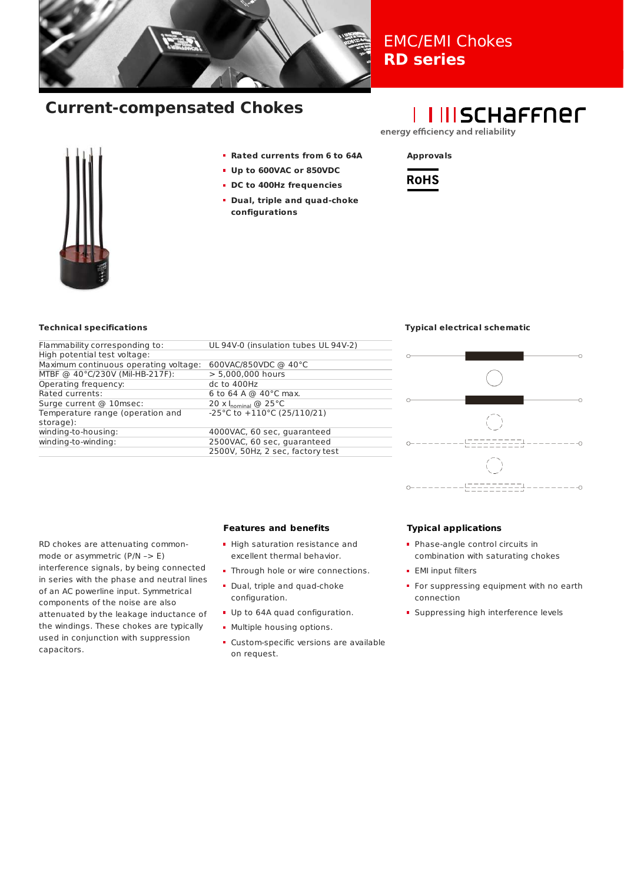# EMC/EMI Chokes
# **RD series**

## Current-compensated Chokes

schaffner
energy efficiency and reliability

- **Rated currents from 6 to 64A**
- **Up to 600VAC or 850VDC**
- **DC to 400Hz frequencies**
- **Dual, triple and quad-choke configurations**

**Approvals**

RoHS

### Technical specifications

| | |
|---|---|
| Flammability corresponding to: | UL 94V-0 (insulation tubes UL 94V-2) |
| High potential test voltage: | |
| Maximum continuous operating voltage: | 600VAC/850VDC @ 40°C |
| MTBF @ 40°C/230V (Mil-HB-217F): | > 5,000,000 hours |
| Operating frequency: | dc to 400Hz |
| Rated currents: | 6 to 64 A @ 40°C max. |
| Surge current @ 10msec: | 20 x $I_{nominal}$ @ 25°C |
| Temperature range (operation and storage): | -25°C to +110°C (25/110/21) |
| winding-to-housing: | 4000VAC, 60 sec, guaranteed |
| winding-to-winding: | 2500VAC, 60 sec, guaranteed |
| | 2500V, 50Hz, 2 sec, factory test |

### Typical electrical schematic

RD chokes are attenuating common-mode or asymmetric (P/N –> E) interference signals, by being connected in series with the phase and neutral lines of an AC powerline input. Symmetrical components of the noise are also attenuated by the leakage inductance of the windings. These chokes are typically used in conjunction with suppression capacitors.

### Features and benefits

- High saturation resistance and excellent thermal behavior.
- Through hole or wire connections.
- Dual, triple and quad-choke configuration.
- Up to 64A quad configuration.
- Multiple housing options.
- Custom-specific versions are available on request.

### Typical applications

- Phase-angle control circuits in combination with saturating chokes
- EMI input filters
- For suppressing equipment with no earth connection
- Suppressing high interference levels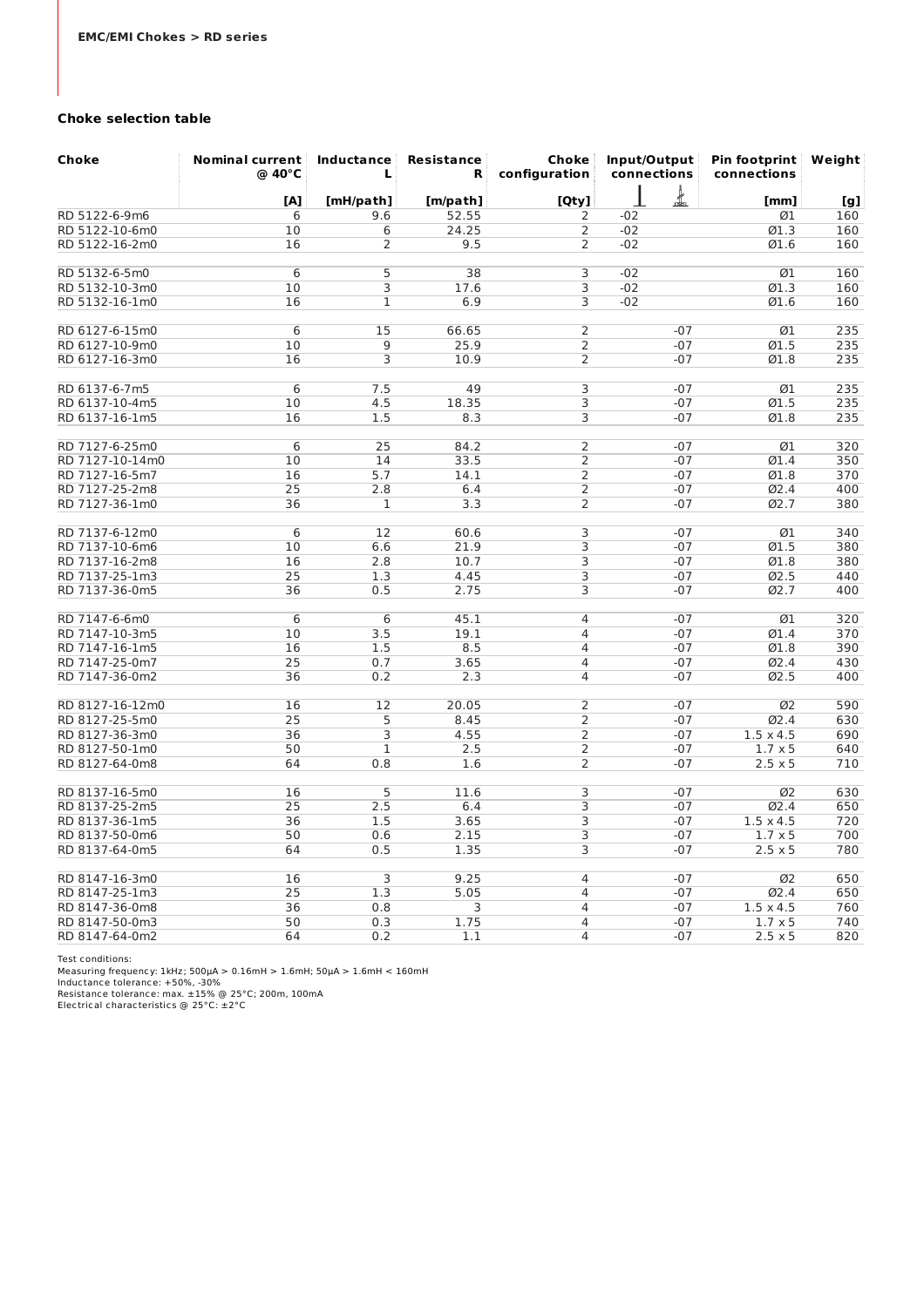**EMC/EMI Chokes > RD series**

### Choke selection table

| Choke | Nominal current @ 40°C | Inductance L | Resistance R | Choke configuration | Input/Output connections | | Pin footprint connections | Weight |
|---|---|---|---|---|---|---|---|---|
| | [A] | [mH/path] | [m/path] | [Qty] | ⊥ | ⏚ | [mm] | [g] |
| RD 5122-6-9m6 | 6 | 9.6 | 52.55 | 2 | -02 | | Ø1 | 160 |
| RD 5122-10-6m0 | 10 | 6 | 24.25 | 2 | -02 | | Ø1.3 | 160 |
| RD 5122-16-2m0 | 16 | 2 | 9.5 | 2 | -02 | | Ø1.6 | 160 |
| RD 5132-6-5m0 | 6 | 5 | 38 | 3 | -02 | | Ø1 | 160 |
| RD 5132-10-3m0 | 10 | 3 | 17.6 | 3 | -02 | | Ø1.3 | 160 |
| RD 5132-16-1m0 | 16 | 1 | 6.9 | 3 | -02 | | Ø1.6 | 160 |
| RD 6127-6-15m0 | 6 | 15 | 66.65 | 2 | | -07 | Ø1 | 235 |
| RD 6127-10-9m0 | 10 | 9 | 25.9 | 2 | | -07 | Ø1.5 | 235 |
| RD 6127-16-3m0 | 16 | 3 | 10.9 | 2 | | -07 | Ø1.8 | 235 |
| RD 6137-6-7m5 | 6 | 7.5 | 49 | 3 | | -07 | Ø1 | 235 |
| RD 6137-10-4m5 | 10 | 4.5 | 18.35 | 3 | | -07 | Ø1.5 | 235 |
| RD 6137-16-1m5 | 16 | 1.5 | 8.3 | 3 | | -07 | Ø1.8 | 235 |
| RD 7127-6-25m0 | 6 | 25 | 84.2 | 2 | | -07 | Ø1 | 320 |
| RD 7127-10-14m0 | 10 | 14 | 33.5 | 2 | | -07 | Ø1.4 | 350 |
| RD 7127-16-5m7 | 16 | 5.7 | 14.1 | 2 | | -07 | Ø1.8 | 370 |
| RD 7127-25-2m8 | 25 | 2.8 | 6.4 | 2 | | -07 | Ø2.4 | 400 |
| RD 7127-36-1m0 | 36 | 1 | 3.3 | 2 | | -07 | Ø2.7 | 380 |
| RD 7137-6-12m0 | 6 | 12 | 60.6 | 3 | | -07 | Ø1 | 340 |
| RD 7137-10-6m6 | 10 | 6.6 | 21.9 | 3 | | -07 | Ø1.5 | 380 |
| RD 7137-16-2m8 | 16 | 2.8 | 10.7 | 3 | | -07 | Ø1.8 | 380 |
| RD 7137-25-1m3 | 25 | 1.3 | 4.45 | 3 | | -07 | Ø2.5 | 440 |
| RD 7137-36-0m5 | 36 | 0.5 | 2.75 | 3 | | -07 | Ø2.7 | 400 |
| RD 7147-6-6m0 | 6 | 6 | 45.1 | 4 | | -07 | Ø1 | 320 |
| RD 7147-10-3m5 | 10 | 3.5 | 19.1 | 4 | | -07 | Ø1.4 | 370 |
| RD 7147-16-1m5 | 16 | 1.5 | 8.5 | 4 | | -07 | Ø1.8 | 390 |
| RD 7147-25-0m7 | 25 | 0.7 | 3.65 | 4 | | -07 | Ø2.4 | 430 |
| RD 7147-36-0m2 | 36 | 0.2 | 2.3 | 4 | | -07 | Ø2.5 | 400 |
| RD 8127-16-12m0 | 16 | 12 | 20.05 | 2 | | -07 | Ø2 | 590 |
| RD 8127-25-5m0 | 25 | 5 | 8.45 | 2 | | -07 | Ø2.4 | 630 |
| RD 8127-36-3m0 | 36 | 3 | 4.55 | 2 | | -07 | 1.5 x 4.5 | 690 |
| RD 8127-50-1m0 | 50 | 1 | 2.5 | 2 | | -07 | 1.7 x 5 | 640 |
| RD 8127-64-0m8 | 64 | 0.8 | 1.6 | 2 | | -07 | 2.5 x 5 | 710 |
| RD 8137-16-5m0 | 16 | 5 | 11.6 | 3 | | -07 | Ø2 | 630 |
| RD 8137-25-2m5 | 25 | 2.5 | 6.4 | 3 | | -07 | Ø2.4 | 650 |
| RD 8137-36-1m5 | 36 | 1.5 | 3.65 | 3 | | -07 | 1.5 x 4.5 | 720 |
| RD 8137-50-0m6 | 50 | 0.6 | 2.15 | 3 | | -07 | 1.7 x 5 | 700 |
| RD 8137-64-0m5 | 64 | 0.5 | 1.35 | 3 | | -07 | 2.5 x 5 | 780 |
| RD 8147-16-3m0 | 16 | 3 | 9.25 | 4 | | -07 | Ø2 | 650 |
| RD 8147-25-1m3 | 25 | 1.3 | 5.05 | 4 | | -07 | Ø2.4 | 650 |
| RD 8147-36-0m8 | 36 | 0.8 | 3 | 4 | | -07 | 1.5 x 4.5 | 760 |
| RD 8147-50-0m3 | 50 | 0.3 | 1.75 | 4 | | -07 | 1.7 x 5 | 740 |
| RD 8147-64-0m2 | 64 | 0.2 | 1.1 | 4 | | -07 | 2.5 x 5 | 820 |

Test conditions:
Measuring frequency: 1kHz; 500µA > 0.16mH > 1.6mH; 50µA > 1.6mH < 160mH
Inductance tolerance: +50%, -30%
Resistance tolerance: max. ±15% @ 25°C; 200m, 100mA
Electrical characteristics @ 25°C: ±2°C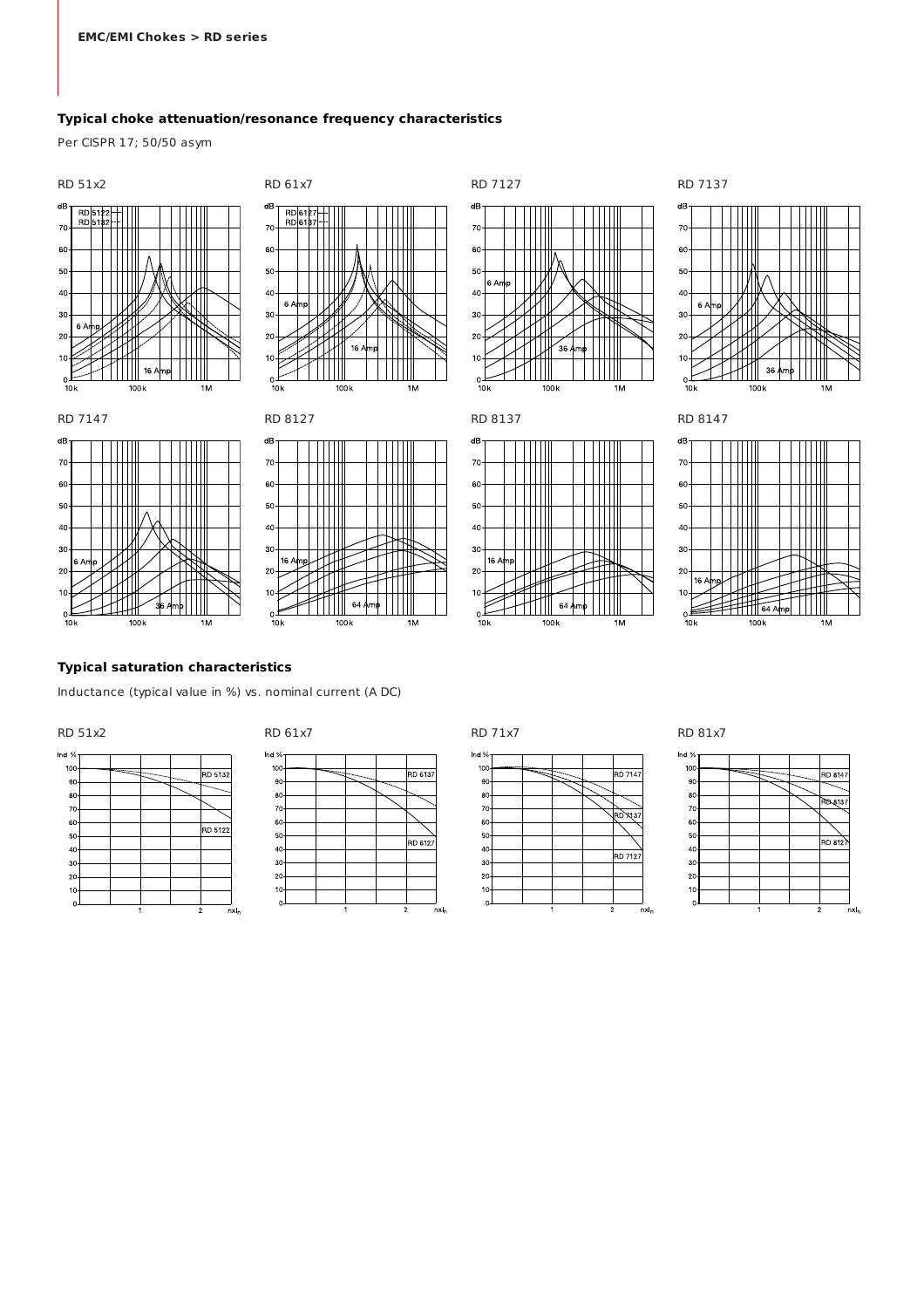## Typical choke attenuation/resonance frequency characteristics

Per CISPR 17; 50/50 asym

RD 51x2

RD 61x7

RD 7127

RD 7137

RD 7147

RD 8127

RD 8137

RD 8147

## Typical saturation characteristics

Inductance (typical value in %) vs. nominal current (A DC)

RD 51x2

RD 61x7

RD 71x7

RD 81x7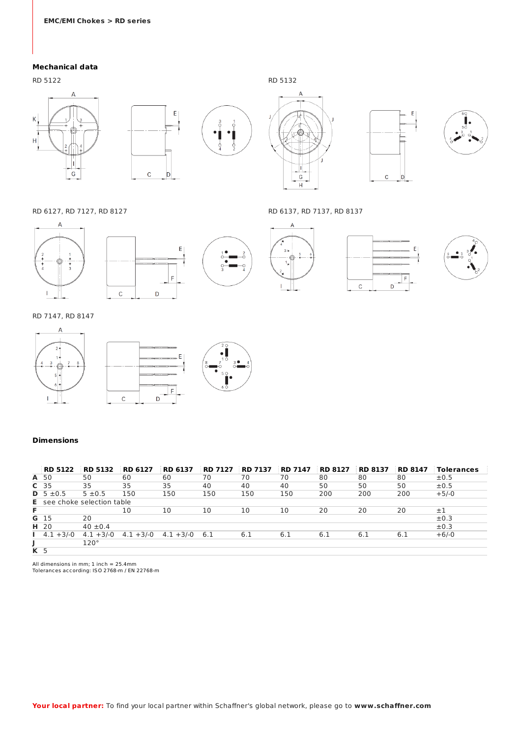EMC/EMI Chokes > RD series

## Mechanical data

RD 5122

RD 5132

RD 6127, RD 7127, RD 8127

RD 6137, RD 7137, RD 8137

RD 7147, RD 8147

## Dimensions

| | RD 5122 | RD 5132 | RD 6127 | RD 6137 | RD 7127 | RD 7137 | RD 7147 | RD 8127 | RD 8137 | RD 8147 | Tolerances |
|---|---|---|---|---|---|---|---|---|---|---|---|
| **A** | 50 | 50 | 60 | 60 | 70 | 70 | 70 | 80 | 80 | 80 | ±0.5 |
| **C** | 35 | 35 | 35 | 35 | 40 | 40 | 40 | 50 | 50 | 50 | ±0.5 |
| **D** | 5 ±0.5 | 5 ±0.5 | 150 | 150 | 150 | 150 | 150 | 200 | 200 | 200 | +5/-0 |
| **E** | see choke selection table | | | | | | | | | | |
| **F** | | | 10 | 10 | 10 | 10 | 10 | 20 | 20 | 20 | ±1 |
| **G** | 15 | 20 | | | | | | | | | ±0.3 |
| **H** | 20 | 40 ±0.4 | | | | | | | | | ±0.3 |
| **I** | 4.1 +3/-0 | 4.1 +3/-0 | 4.1 +3/-0 | 4.1 +3/-0 | 6.1 | 6.1 | 6.1 | 6.1 | 6.1 | 6.1 | +6/-0 |
| **J** | | 120° | | | | | | | | | |
| **K** | 5 | | | | | | | | | | |

All dimensions in mm; 1 inch = 25.4mm
Tolerances according: ISO 2768-m / EN 22768-m

**Your local partner:** To find your local partner within Schaffner's global network, please go to **www.schaffner.com**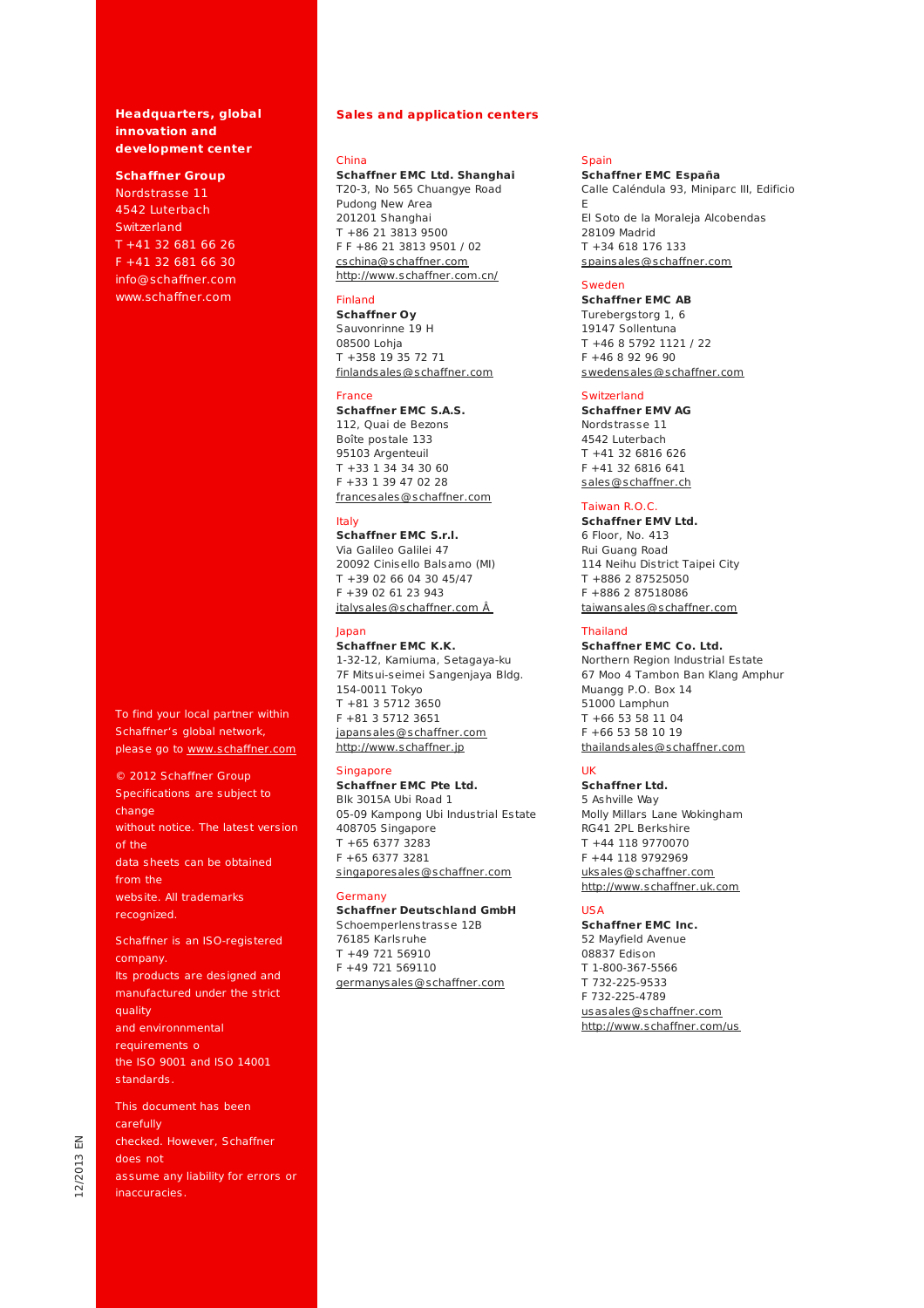**Headquarters, global innovation and development center**

**Schaffner Group**
Nordstrasse 11
4542 Luterbach
Switzerland
T +41 32 681 66 26
F +41 32 681 66 30
info@schaffner.com
www.schaffner.com

To find your local partner within Schaffner's global network, please go to www.schaffner.com

© 2012 Schaffner Group
Specifications are subject to change without notice. The latest version of the data sheets can be obtained from the website. All trademarks recognized.

Schaffner is an ISO-registered company.
Its products are designed and manufactured under the strict quality and environnmental requirements o the ISO 9001 and ISO 14001 standards.

This document has been carefully checked. However, Schaffner does not assume any liability for errors or inaccuracies.

## Sales and application centers

China
**Schaffner EMC Ltd. Shanghai**
T20-3, No 565 Chuangye Road
Pudong New Area
201201 Shanghai
T +86 21 3813 9500
F F +86 21 3813 9501 / 02
cschina@schaffner.com
http://www.schaffner.com.cn/

Finland
**Schaffner Oy**
Sauvonrinne 19 H
08500 Lohja
T +358 19 35 72 71
finlandsales@schaffner.com

France
**Schaffner EMC S.A.S.**
112, Quai de Bezons
Boîte postale 133
95103 Argenteuil
T +33 1 34 34 30 60
F +33 1 39 47 02 28
francesales@schaffner.com

Italy
**Schaffner EMC S.r.l.**
Via Galileo Galilei 47
20092 Cinisello Balsamo (MI)
T +39 02 66 04 30 45/47
F +39 02 61 23 943
italysales@schaffner.com Â

Japan
**Schaffner EMC K.K.**
1-32-12, Kamiuma, Setagaya-ku
7F Mitsui-seimei Sangenjaya Bldg.
154-0011 Tokyo
T +81 3 5712 3650
F +81 3 5712 3651
japansales@schaffner.com
http://www.schaffner.jp

Singapore
**Schaffner EMC Pte Ltd.**
Blk 3015A Ubi Road 1
05-09 Kampong Ubi Industrial Estate
408705 Singapore
T +65 6377 3283
F +65 6377 3281
singaporesales@schaffner.com

Germany
**Schaffner Deutschland GmbH**
Schoemperlenstrasse 12B
76185 Karlsruhe
T +49 721 56910
F +49 721 569110
germanysales@schaffner.com

Spain
**Schaffner EMC España**
Calle Caléndula 93, Miniparc III, Edificio E
El Soto de la Moraleja Alcobendas
28109 Madrid
T +34 618 176 133
spainsales@schaffner.com

Sweden
**Schaffner EMC AB**
Turebergstorg 1, 6
19147 Sollentuna
T +46 8 5792 1121 / 22
F +46 8 92 96 90
swedensales@schaffner.com

Switzerland
**Schaffner EMV AG**
Nordstrasse 11
4542 Luterbach
T +41 32 6816 626
F +41 32 6816 641
sales@schaffner.ch

Taiwan R.O.C.
**Schaffner EMV Ltd.**
6 Floor, No. 413
Rui Guang Road
114 Neihu District Taipei City
T +886 2 87525050
F +886 2 87518086
taiwansales@schaffner.com

Thailand
**Schaffner EMC Co. Ltd.**
Northern Region Industrial Estate
67 Moo 4 Tambon Ban Klang Amphur
Muangg P.O. Box 14
51000 Lamphun
T +66 53 58 11 04
F +66 53 58 10 19
thailandsales@schaffner.com

UK
**Schaffner Ltd.**
5 Ashville Way
Molly Millars Lane Wokingham
RG41 2PL Berkshire
T +44 118 9770070
F +44 118 9792969
uksales@schaffner.com
http://www.schaffner.uk.com

USA
**Schaffner EMC Inc.**
52 Mayfield Avenue
08837 Edison
T 1-800-367-5566
T 732-225-9533
F 732-225-4789
usasales@schaffner.com
http://www.schaffner.com/us

12/2013 EN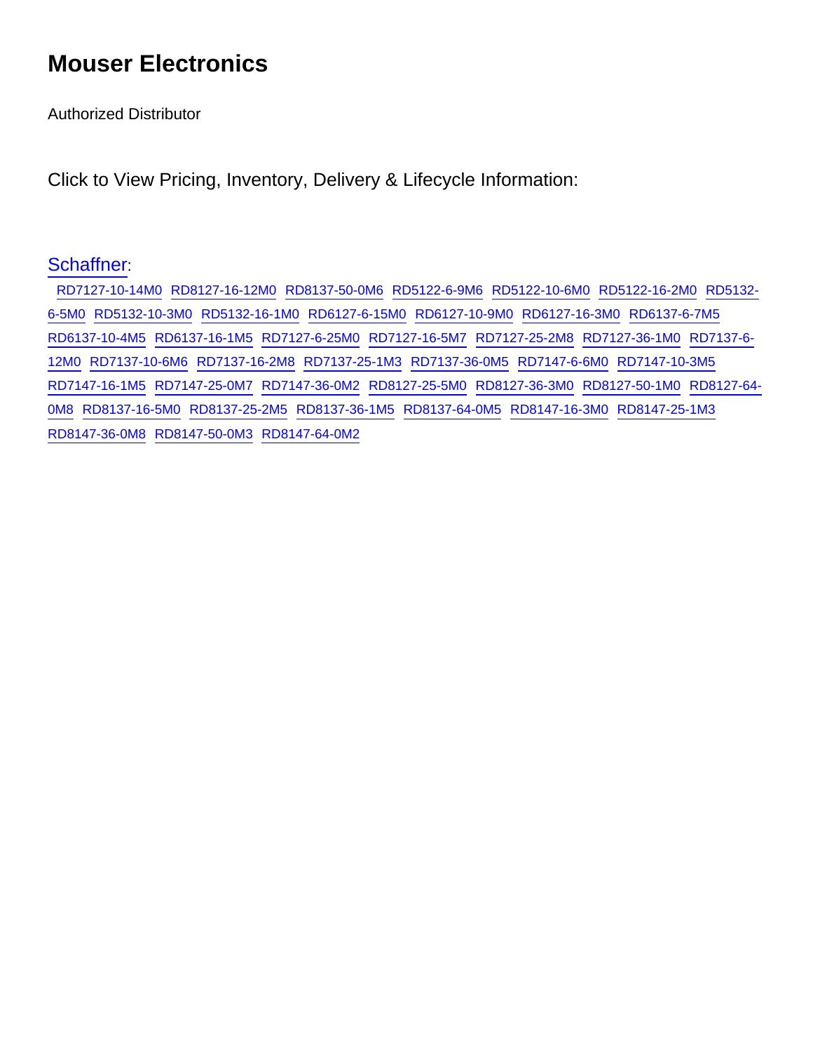# Mouser Electronics

Authorized Distributor

Click to View Pricing, Inventory, Delivery & Lifecycle Information:

Schaffner:

RD7127-10-14M0 RD8127-16-12M0 RD8137-50-0M6 RD5122-6-9M6 RD5122-10-6M0 RD5122-16-2M0 RD5132-6-5M0 RD5132-10-3M0 RD5132-16-1M0 RD6127-6-15M0 RD6127-10-9M0 RD6127-16-3M0 RD6137-6-7M5 RD6137-10-4M5 RD6137-16-1M5 RD7127-6-25M0 RD7127-16-5M7 RD7127-25-2M8 RD7127-36-1M0 RD7137-6-12M0 RD7137-10-6M6 RD7137-16-2M8 RD7137-25-1M3 RD7137-36-0M5 RD7147-6-6M0 RD7147-10-3M5 RD7147-16-1M5 RD7147-25-0M7 RD7147-36-0M2 RD8127-25-5M0 RD8127-36-3M0 RD8127-50-1M0 RD8127-64-0M8 RD8137-16-5M0 RD8137-25-2M5 RD8137-36-1M5 RD8137-64-0M5 RD8147-16-3M0 RD8147-25-1M3 RD8147-36-0M8 RD8147-50-0M3 RD8147-64-0M2